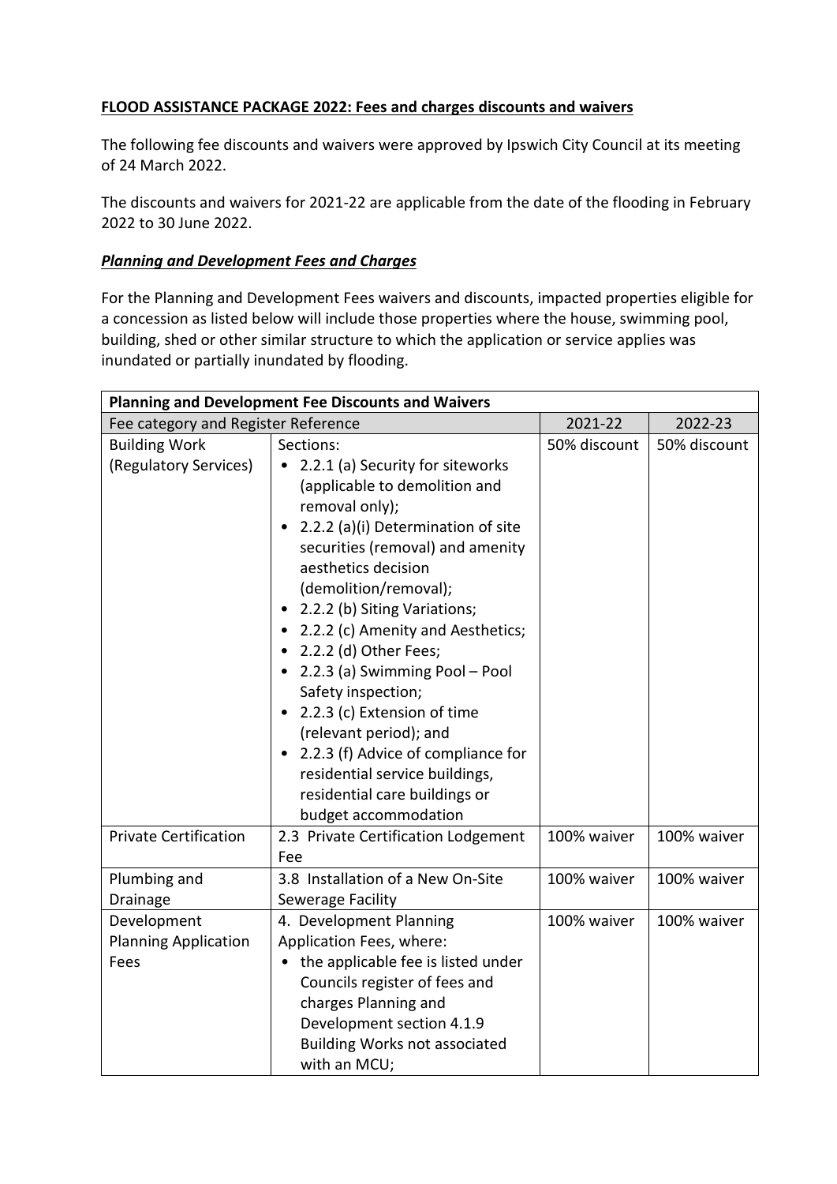**FLOOD ASSISTANCE PACKAGE 2022: Fees and charges discounts and waivers**

The following fee discounts and waivers were approved by Ipswich City Council at its meeting of 24 March 2022.

The discounts and waivers for 2021-22 are applicable from the date of the flooding in February 2022 to 30 June 2022.

***Planning and Development Fees and Charges***

For the Planning and Development Fees waivers and discounts, impacted properties eligible for a concession as listed below will include those properties where the house, swimming pool, building, shed or other similar structure to which the application or service applies was inundated or partially inundated by flooding.

| **Planning and Development Fee Discounts and Waivers** | | | |
|---|---|---|---|
| Fee category and Register Reference | | 2021-22 | 2022-23 |
| Building Work (Regulatory Services) | Sections:<br>• 2.2.1 (a) Security for siteworks (applicable to demolition and removal only);<br>• 2.2.2 (a)(i) Determination of site securities (removal) and amenity aesthetics decision (demolition/removal);<br>• 2.2.2 (b) Siting Variations;<br>• 2.2.2 (c) Amenity and Aesthetics;<br>• 2.2.2 (d) Other Fees;<br>• 2.2.3 (a) Swimming Pool – Pool Safety inspection;<br>• 2.2.3 (c) Extension of time (relevant period); and<br>• 2.2.3 (f) Advice of compliance for residential service buildings, residential care buildings or budget accommodation | 50% discount | 50% discount |
| Private Certification | 2.3 Private Certification Lodgement Fee | 100% waiver | 100% waiver |
| Plumbing and Drainage | 3.8 Installation of a New On-Site Sewerage Facility | 100% waiver | 100% waiver |
| Development Planning Application Fees | 4. Development Planning Application Fees, where:<br>• the applicable fee is listed under Councils register of fees and charges Planning and Development section 4.1.9 Building Works not associated with an MCU; | 100% waiver | 100% waiver |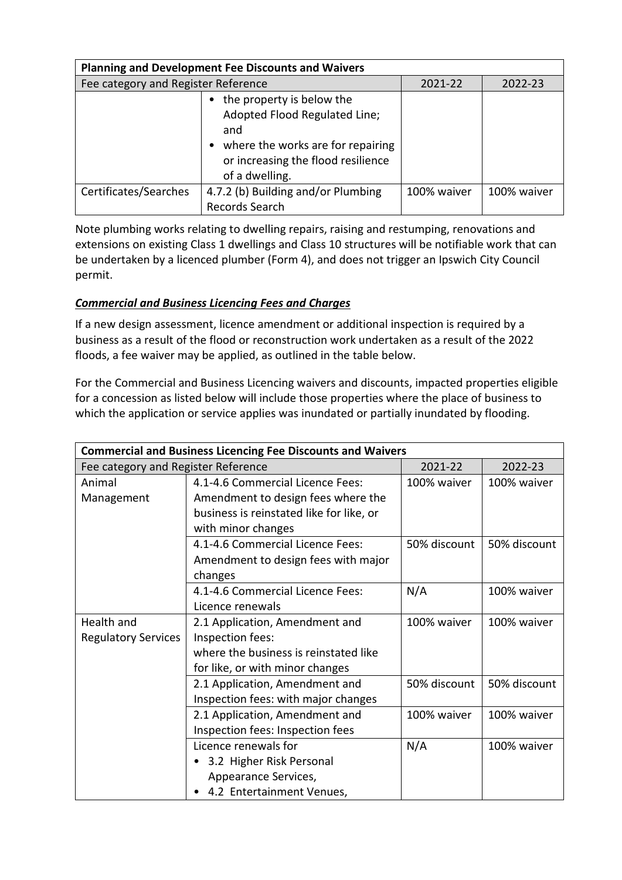| Planning and Development Fee Discounts and Waivers | | | |
|---|---|---|---|
| Fee category and Register Reference | | 2021-22 | 2022-23 |
| | • the property is below the Adopted Flood Regulated Line; and<br>• where the works are for repairing or increasing the flood resilience of a dwelling. | | |
| Certificates/Searches | 4.7.2 (b) Building and/or Plumbing Records Search | 100% waiver | 100% waiver |

Note plumbing works relating to dwelling repairs, raising and restumping, renovations and extensions on existing Class 1 dwellings and Class 10 structures will be notifiable work that can be undertaken by a licenced plumber (Form 4), and does not trigger an Ipswich City Council permit.

***Commercial and Business Licencing Fees and Charges***

If a new design assessment, licence amendment or additional inspection is required by a business as a result of the flood or reconstruction work undertaken as a result of the 2022 floods, a fee waiver may be applied, as outlined in the table below.

For the Commercial and Business Licencing waivers and discounts, impacted properties eligible for a concession as listed below will include those properties where the place of business to which the application or service applies was inundated or partially inundated by flooding.

| Commercial and Business Licencing Fee Discounts and Waivers | | | |
|---|---|---|---|
| Fee category and Register Reference | | 2021-22 | 2022-23 |
| Animal Management | 4.1-4.6 Commercial Licence Fees: Amendment to design fees where the business is reinstated like for like, or with minor changes | 100% waiver | 100% waiver |
| | 4.1-4.6 Commercial Licence Fees: Amendment to design fees with major changes | 50% discount | 50% discount |
| | 4.1-4.6 Commercial Licence Fees: Licence renewals | N/A | 100% waiver |
| Health and Regulatory Services | 2.1 Application, Amendment and Inspection fees:<br>where the business is reinstated like for like, or with minor changes | 100% waiver | 100% waiver |
| | 2.1 Application, Amendment and Inspection fees: with major changes | 50% discount | 50% discount |
| | 2.1 Application, Amendment and Inspection fees: Inspection fees | 100% waiver | 100% waiver |
| | Licence renewals for<br>• 3.2 Higher Risk Personal Appearance Services,<br>• 4.2 Entertainment Venues, | N/A | 100% waiver |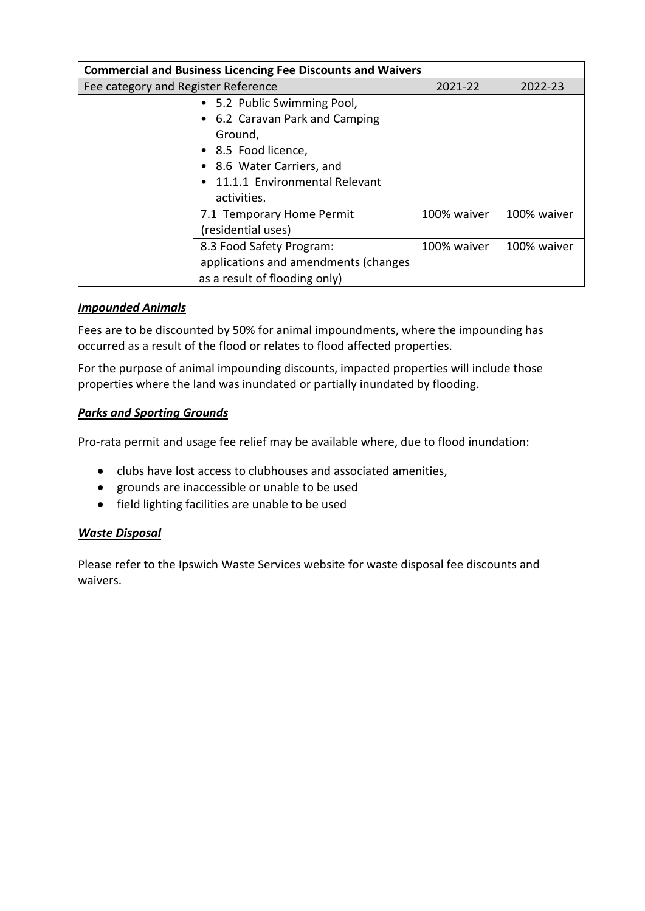| Commercial and Business Licencing Fee Discounts and Waivers | | | |
|---|---|---|---|
| Fee category and Register Reference | | 2021-22 | 2022-23 |
| | • 5.2 Public Swimming Pool,<br>• 6.2 Caravan Park and Camping Ground,<br>• 8.5 Food licence,<br>• 8.6 Water Carriers, and<br>• 11.1.1 Environmental Relevant activities. | | |
| | 7.1 Temporary Home Permit (residential uses) | 100% waiver | 100% waiver |
| | 8.3 Food Safety Program: applications and amendments (changes as a result of flooding only) | 100% waiver | 100% waiver |

***Impounded Animals***

Fees are to be discounted by 50% for animal impoundments, where the impounding has occurred as a result of the flood or relates to flood affected properties.

For the purpose of animal impounding discounts, impacted properties will include those properties where the land was inundated or partially inundated by flooding.

***Parks and Sporting Grounds***

Pro-rata permit and usage fee relief may be available where, due to flood inundation:

- clubs have lost access to clubhouses and associated amenities,
- grounds are inaccessible or unable to be used
- field lighting facilities are unable to be used

***Waste Disposal***

Please refer to the Ipswich Waste Services website for waste disposal fee discounts and waivers.